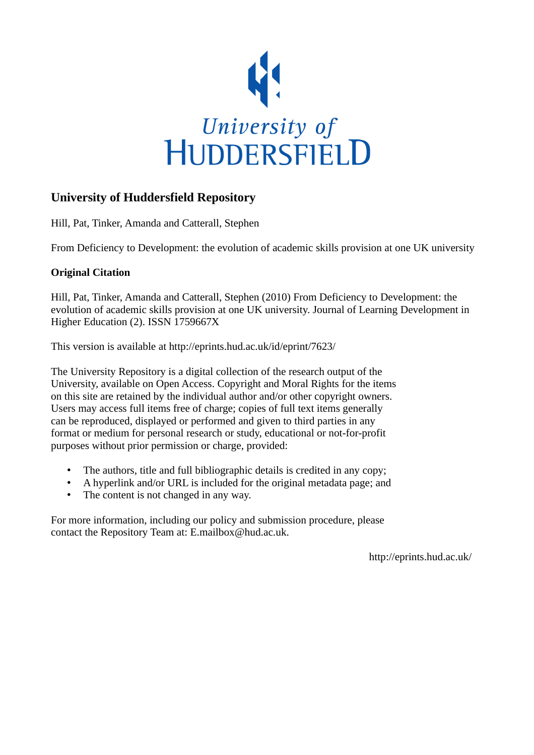University of HUDDERSFIELD

# University of Huddersfield Repository

Hill, Pat, Tinker, Amanda and Catterall, Stephen

From Deficiency to Development: the evolution of academic skills provision at one UK university

## Original Citation

Hill, Pat, Tinker, Amanda and Catterall, Stephen (2010) From Deficiency to Development: the evolution of academic skills provision at one UK university. Journal of Learning Development in Higher Education (2). ISSN 1759667X

This version is available at http://eprints.hud.ac.uk/id/eprint/7623/

The University Repository is a digital collection of the research output of the University, available on Open Access. Copyright and Moral Rights for the items on this site are retained by the individual author and/or other copyright owners. Users may access full items free of charge; copies of full text items generally can be reproduced, displayed or performed and given to third parties in any format or medium for personal research or study, educational or not-for-profit purposes without prior permission or charge, provided:

- The authors, title and full bibliographic details is credited in any copy;
- A hyperlink and/or URL is included for the original metadata page; and
- The content is not changed in any way.

For more information, including our policy and submission procedure, please contact the Repository Team at: E.mailbox@hud.ac.uk.

http://eprints.hud.ac.uk/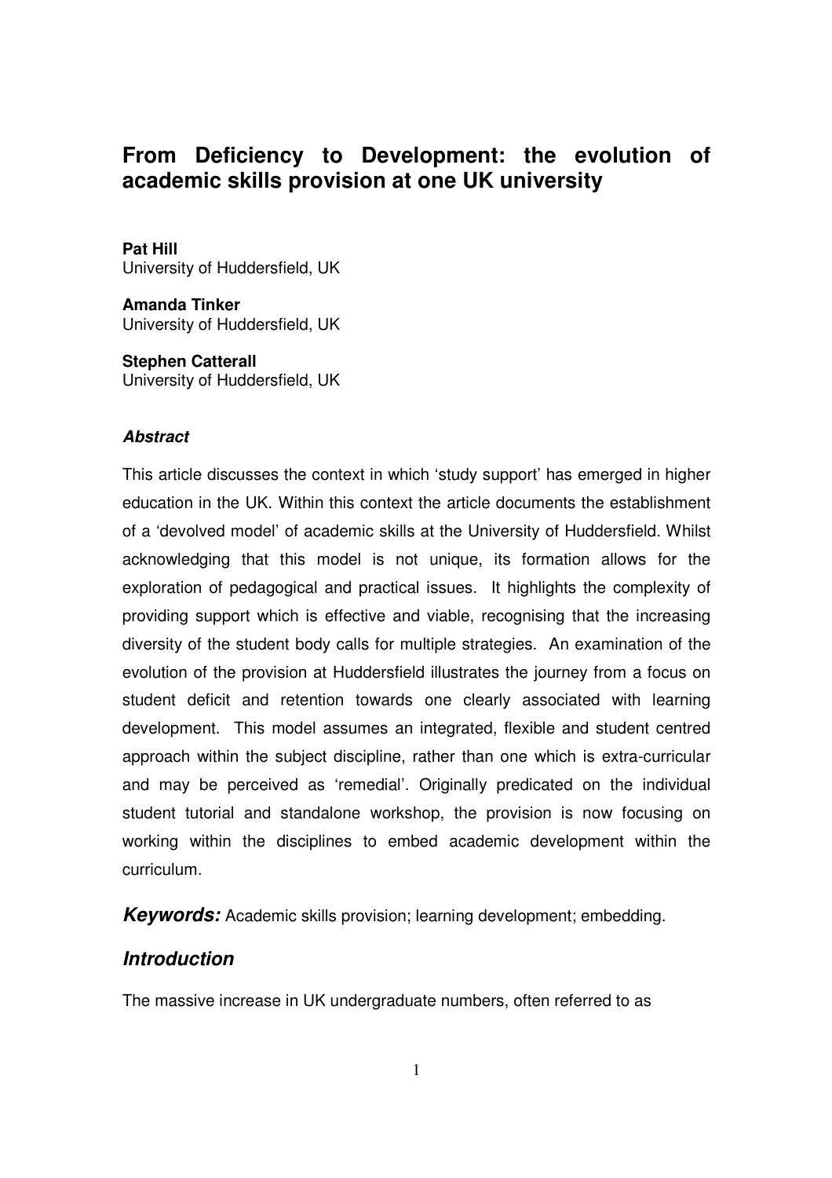# From Deficiency to Development: the evolution of academic skills provision at one UK university

**Pat Hill**
University of Huddersfield, UK

**Amanda Tinker**
University of Huddersfield, UK

**Stephen Catterall**
University of Huddersfield, UK

### *Abstract*

This article discusses the context in which 'study support' has emerged in higher education in the UK. Within this context the article documents the establishment of a 'devolved model' of academic skills at the University of Huddersfield. Whilst acknowledging that this model is not unique, its formation allows for the exploration of pedagogical and practical issues. It highlights the complexity of providing support which is effective and viable, recognising that the increasing diversity of the student body calls for multiple strategies. An examination of the evolution of the provision at Huddersfield illustrates the journey from a focus on student deficit and retention towards one clearly associated with learning development. This model assumes an integrated, flexible and student centred approach within the subject discipline, rather than one which is extra-curricular and may be perceived as 'remedial'. Originally predicated on the individual student tutorial and standalone workshop, the provision is now focusing on working within the disciplines to embed academic development within the curriculum.

***Keywords:*** Academic skills provision; learning development; embedding.

## *Introduction*

The massive increase in UK undergraduate numbers, often referred to as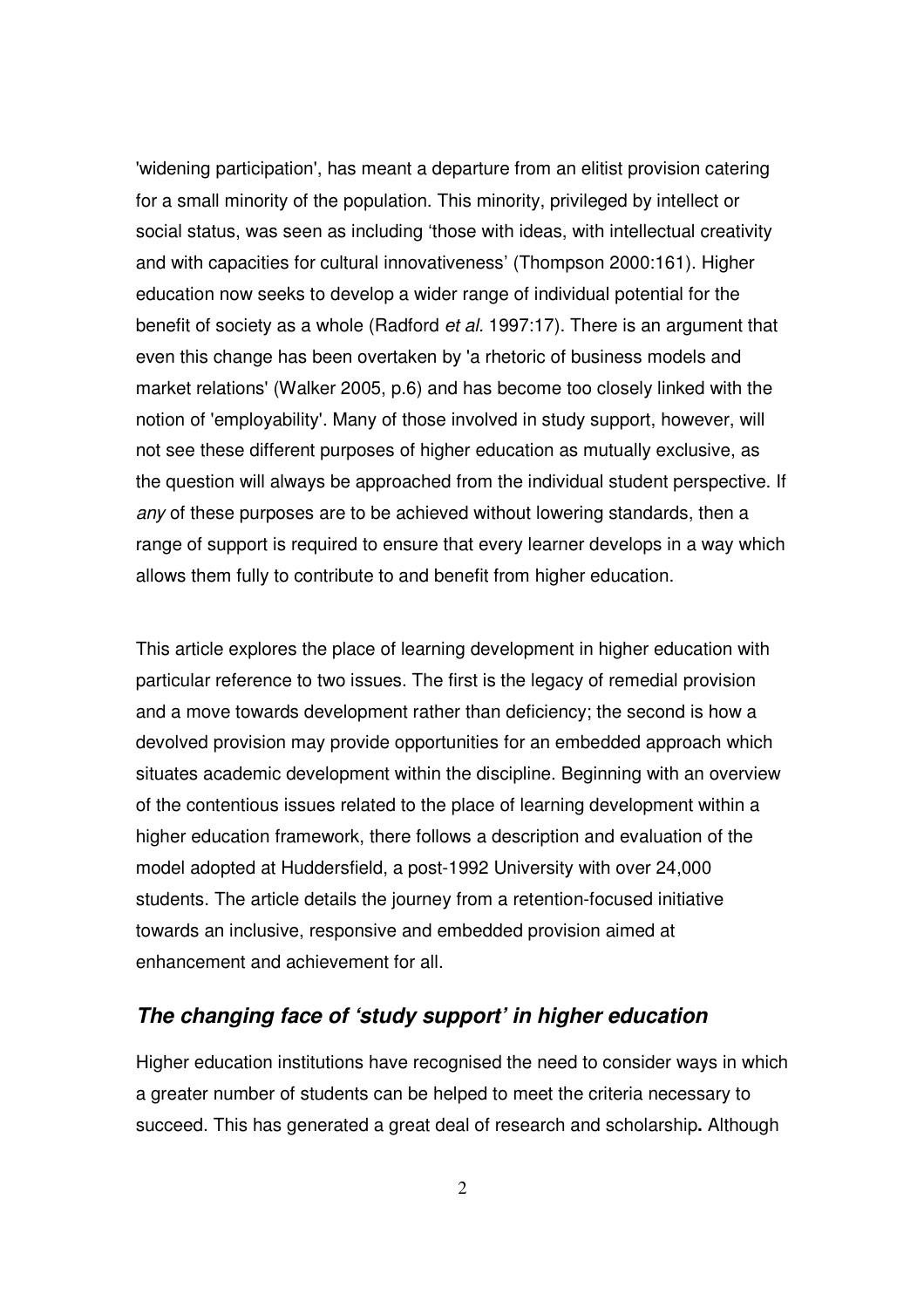'widening participation', has meant a departure from an elitist provision catering for a small minority of the population. This minority, privileged by intellect or social status, was seen as including 'those with ideas, with intellectual creativity and with capacities for cultural innovativeness' (Thompson 2000:161). Higher education now seeks to develop a wider range of individual potential for the benefit of society as a whole (Radford *et al.* 1997:17). There is an argument that even this change has been overtaken by 'a rhetoric of business models and market relations' (Walker 2005, p.6) and has become too closely linked with the notion of 'employability'. Many of those involved in study support, however, will not see these different purposes of higher education as mutually exclusive, as the question will always be approached from the individual student perspective. If *any* of these purposes are to be achieved without lowering standards, then a range of support is required to ensure that every learner develops in a way which allows them fully to contribute to and benefit from higher education.

This article explores the place of learning development in higher education with particular reference to two issues. The first is the legacy of remedial provision and a move towards development rather than deficiency; the second is how a devolved provision may provide opportunities for an embedded approach which situates academic development within the discipline. Beginning with an overview of the contentious issues related to the place of learning development within a higher education framework, there follows a description and evaluation of the model adopted at Huddersfield, a post-1992 University with over 24,000 students. The article details the journey from a retention-focused initiative towards an inclusive, responsive and embedded provision aimed at enhancement and achievement for all.

## *The changing face of 'study support' in higher education*

Higher education institutions have recognised the need to consider ways in which a greater number of students can be helped to meet the criteria necessary to succeed. This has generated a great deal of research and scholarship**.** Although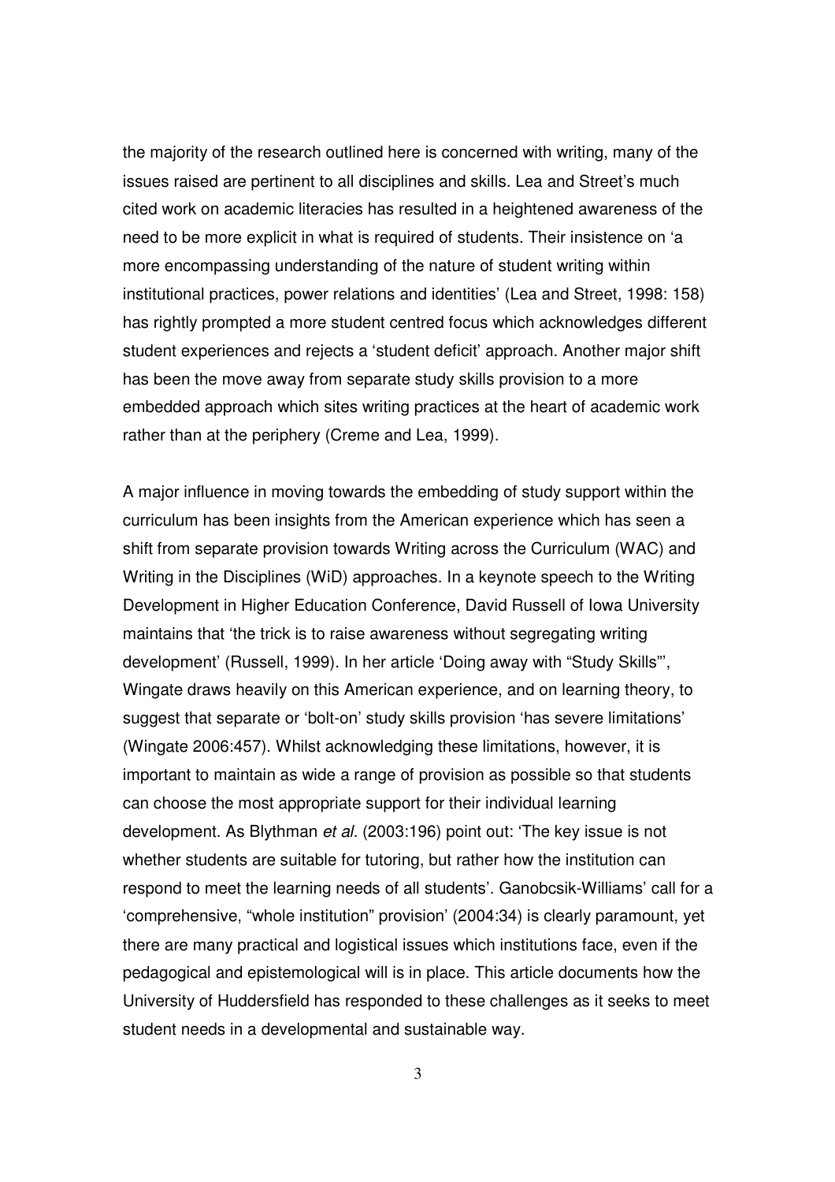the majority of the research outlined here is concerned with writing, many of the issues raised are pertinent to all disciplines and skills. Lea and Street's much cited work on academic literacies has resulted in a heightened awareness of the need to be more explicit in what is required of students. Their insistence on 'a more encompassing understanding of the nature of student writing within institutional practices, power relations and identities' (Lea and Street, 1998: 158) has rightly prompted a more student centred focus which acknowledges different student experiences and rejects a 'student deficit' approach. Another major shift has been the move away from separate study skills provision to a more embedded approach which sites writing practices at the heart of academic work rather than at the periphery (Creme and Lea, 1999).

A major influence in moving towards the embedding of study support within the curriculum has been insights from the American experience which has seen a shift from separate provision towards Writing across the Curriculum (WAC) and Writing in the Disciplines (WiD) approaches. In a keynote speech to the Writing Development in Higher Education Conference, David Russell of Iowa University maintains that 'the trick is to raise awareness without segregating writing development' (Russell, 1999). In her article 'Doing away with "Study Skills"', Wingate draws heavily on this American experience, and on learning theory, to suggest that separate or 'bolt-on' study skills provision 'has severe limitations' (Wingate 2006:457). Whilst acknowledging these limitations, however, it is important to maintain as wide a range of provision as possible so that students can choose the most appropriate support for their individual learning development. As Blythman *et al.* (2003:196) point out: 'The key issue is not whether students are suitable for tutoring, but rather how the institution can respond to meet the learning needs of all students'. Ganobcsik-Williams' call for a 'comprehensive, "whole institution" provision' (2004:34) is clearly paramount, yet there are many practical and logistical issues which institutions face, even if the pedagogical and epistemological will is in place. This article documents how the University of Huddersfield has responded to these challenges as it seeks to meet student needs in a developmental and sustainable way.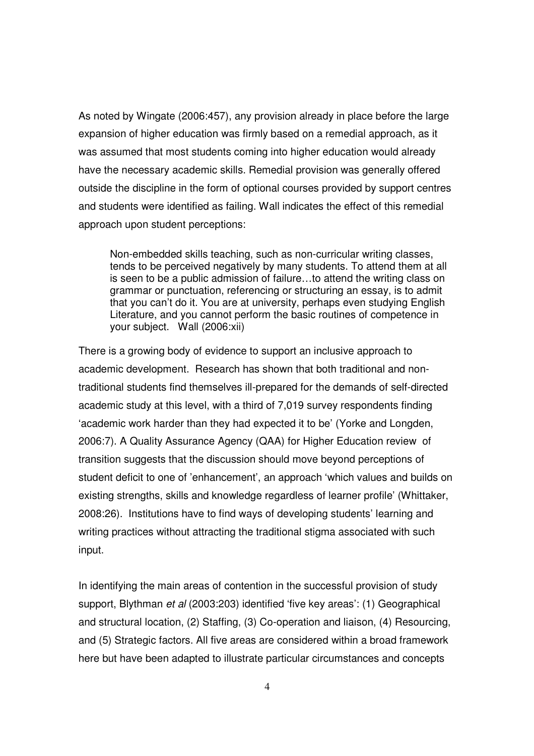As noted by Wingate (2006:457), any provision already in place before the large expansion of higher education was firmly based on a remedial approach, as it was assumed that most students coming into higher education would already have the necessary academic skills. Remedial provision was generally offered outside the discipline in the form of optional courses provided by support centres and students were identified as failing. Wall indicates the effect of this remedial approach upon student perceptions:

> Non-embedded skills teaching, such as non-curricular writing classes, tends to be perceived negatively by many students. To attend them at all is seen to be a public admission of failure…to attend the writing class on grammar or punctuation, referencing or structuring an essay, is to admit that you can't do it. You are at university, perhaps even studying English Literature, and you cannot perform the basic routines of competence in your subject. Wall (2006:xii)

There is a growing body of evidence to support an inclusive approach to academic development. Research has shown that both traditional and non-traditional students find themselves ill-prepared for the demands of self-directed academic study at this level, with a third of 7,019 survey respondents finding 'academic work harder than they had expected it to be' (Yorke and Longden, 2006:7). A Quality Assurance Agency (QAA) for Higher Education review of transition suggests that the discussion should move beyond perceptions of student deficit to one of 'enhancement', an approach 'which values and builds on existing strengths, skills and knowledge regardless of learner profile' (Whittaker, 2008:26). Institutions have to find ways of developing students' learning and writing practices without attracting the traditional stigma associated with such input.

In identifying the main areas of contention in the successful provision of study support, Blythman *et al* (2003:203) identified 'five key areas': (1) Geographical and structural location, (2) Staffing, (3) Co-operation and liaison, (4) Resourcing, and (5) Strategic factors. All five areas are considered within a broad framework here but have been adapted to illustrate particular circumstances and concepts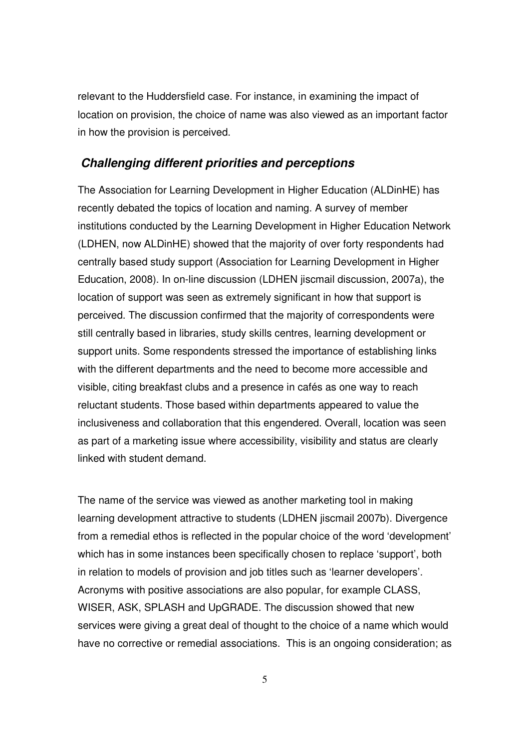relevant to the Huddersfield case. For instance, in examining the impact of location on provision, the choice of name was also viewed as an important factor in how the provision is perceived.

## *Challenging different priorities and perceptions*

The Association for Learning Development in Higher Education (ALDinHE) has recently debated the topics of location and naming. A survey of member institutions conducted by the Learning Development in Higher Education Network (LDHEN, now ALDinHE) showed that the majority of over forty respondents had centrally based study support (Association for Learning Development in Higher Education, 2008). In on-line discussion (LDHEN jiscmail discussion, 2007a), the location of support was seen as extremely significant in how that support is perceived. The discussion confirmed that the majority of correspondents were still centrally based in libraries, study skills centres, learning development or support units. Some respondents stressed the importance of establishing links with the different departments and the need to become more accessible and visible, citing breakfast clubs and a presence in cafés as one way to reach reluctant students. Those based within departments appeared to value the inclusiveness and collaboration that this engendered. Overall, location was seen as part of a marketing issue where accessibility, visibility and status are clearly linked with student demand.

The name of the service was viewed as another marketing tool in making learning development attractive to students (LDHEN jiscmail 2007b). Divergence from a remedial ethos is reflected in the popular choice of the word 'development' which has in some instances been specifically chosen to replace 'support', both in relation to models of provision and job titles such as 'learner developers'. Acronyms with positive associations are also popular, for example CLASS, WISER, ASK, SPLASH and UpGRADE. The discussion showed that new services were giving a great deal of thought to the choice of a name which would have no corrective or remedial associations. This is an ongoing consideration; as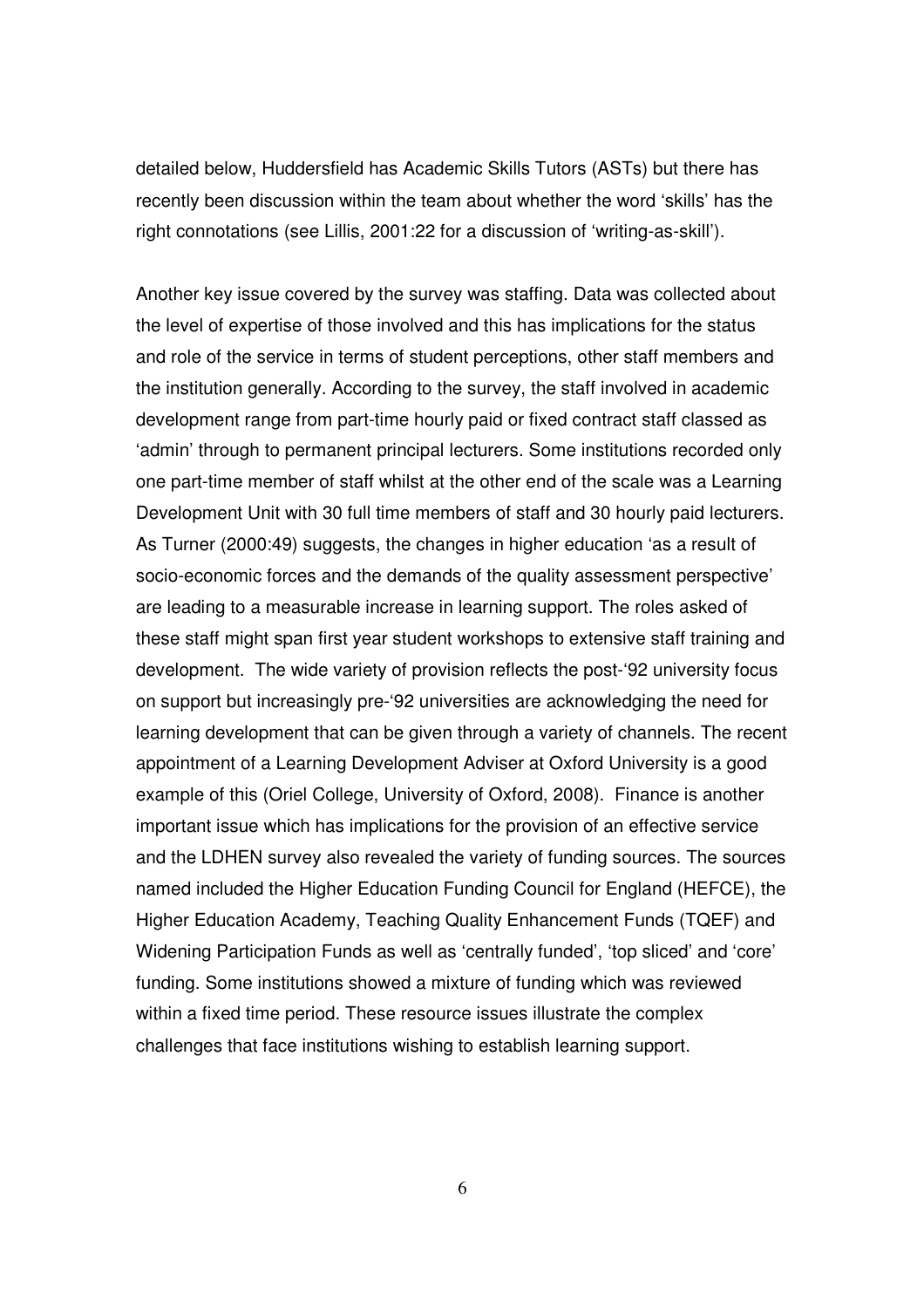detailed below, Huddersfield has Academic Skills Tutors (ASTs) but there has recently been discussion within the team about whether the word 'skills' has the right connotations (see Lillis, 2001:22 for a discussion of 'writing-as-skill').

Another key issue covered by the survey was staffing. Data was collected about the level of expertise of those involved and this has implications for the status and role of the service in terms of student perceptions, other staff members and the institution generally. According to the survey, the staff involved in academic development range from part-time hourly paid or fixed contract staff classed as 'admin' through to permanent principal lecturers. Some institutions recorded only one part-time member of staff whilst at the other end of the scale was a Learning Development Unit with 30 full time members of staff and 30 hourly paid lecturers. As Turner (2000:49) suggests, the changes in higher education 'as a result of socio-economic forces and the demands of the quality assessment perspective' are leading to a measurable increase in learning support. The roles asked of these staff might span first year student workshops to extensive staff training and development. The wide variety of provision reflects the post-'92 university focus on support but increasingly pre-'92 universities are acknowledging the need for learning development that can be given through a variety of channels. The recent appointment of a Learning Development Adviser at Oxford University is a good example of this (Oriel College, University of Oxford, 2008). Finance is another important issue which has implications for the provision of an effective service and the LDHEN survey also revealed the variety of funding sources. The sources named included the Higher Education Funding Council for England (HEFCE), the Higher Education Academy, Teaching Quality Enhancement Funds (TQEF) and Widening Participation Funds as well as 'centrally funded', 'top sliced' and 'core' funding. Some institutions showed a mixture of funding which was reviewed within a fixed time period. These resource issues illustrate the complex challenges that face institutions wishing to establish learning support.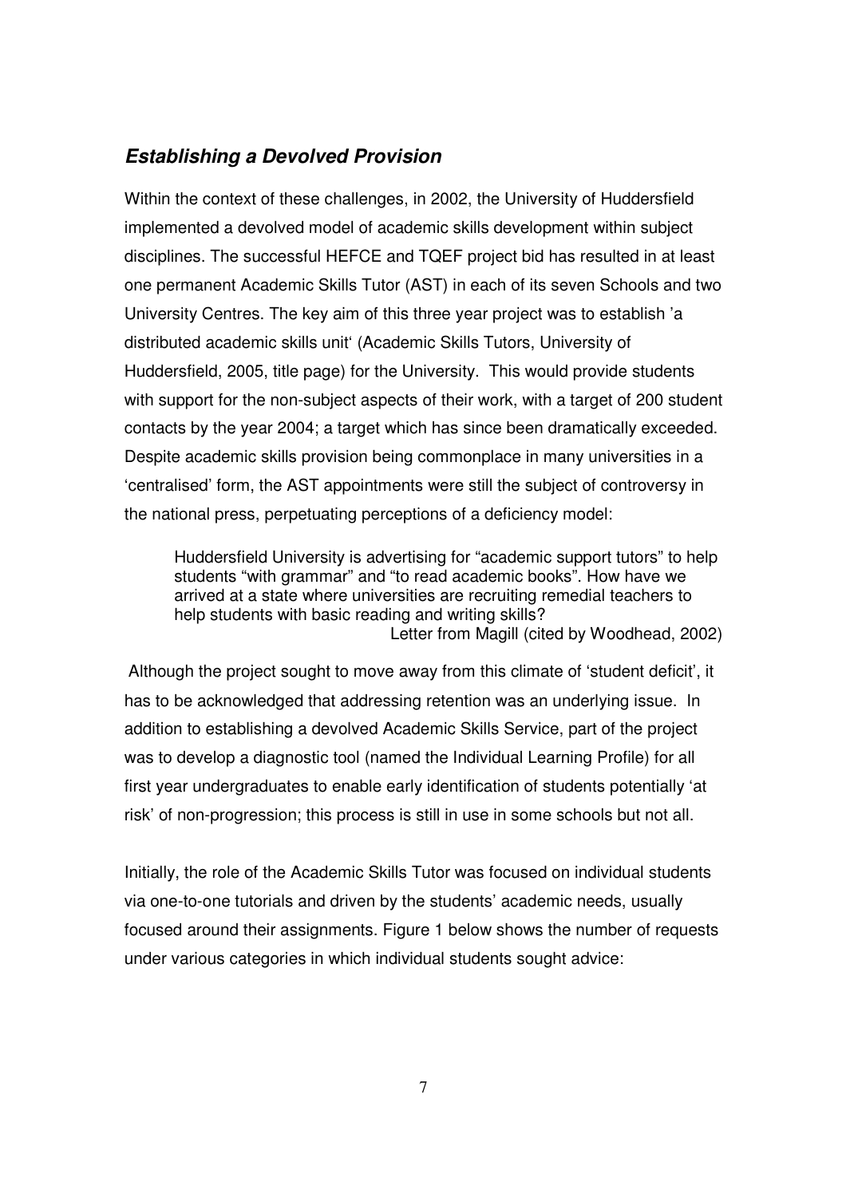### ***Establishing a Devolved Provision***

Within the context of these challenges, in 2002, the University of Huddersfield implemented a devolved model of academic skills development within subject disciplines. The successful HEFCE and TQEF project bid has resulted in at least one permanent Academic Skills Tutor (AST) in each of its seven Schools and two University Centres. The key aim of this three year project was to establish 'a distributed academic skills unit' (Academic Skills Tutors, University of Huddersfield, 2005, title page) for the University. This would provide students with support for the non-subject aspects of their work, with a target of 200 student contacts by the year 2004; a target which has since been dramatically exceeded. Despite academic skills provision being commonplace in many universities in a 'centralised' form, the AST appointments were still the subject of controversy in the national press, perpetuating perceptions of a deficiency model:

> Huddersfield University is advertising for "academic support tutors" to help students "with grammar" and "to read academic books". How have we arrived at a state where universities are recruiting remedial teachers to help students with basic reading and writing skills?
>
> Letter from Magill (cited by Woodhead, 2002)

Although the project sought to move away from this climate of 'student deficit', it has to be acknowledged that addressing retention was an underlying issue. In addition to establishing a devolved Academic Skills Service, part of the project was to develop a diagnostic tool (named the Individual Learning Profile) for all first year undergraduates to enable early identification of students potentially 'at risk' of non-progression; this process is still in use in some schools but not all.

Initially, the role of the Academic Skills Tutor was focused on individual students via one-to-one tutorials and driven by the students' academic needs, usually focused around their assignments. Figure 1 below shows the number of requests under various categories in which individual students sought advice: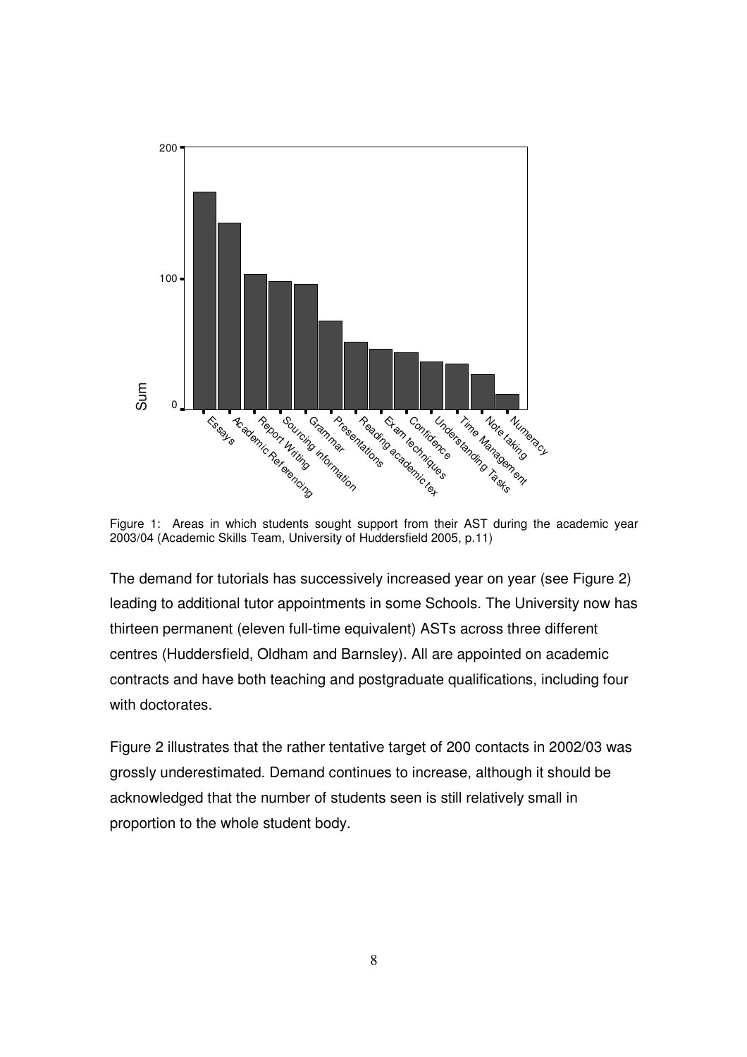Figure 1: Areas in which students sought support from their AST during the academic year 2003/04 (Academic Skills Team, University of Huddersfield 2005, p.11)

The demand for tutorials has successively increased year on year (see Figure 2) leading to additional tutor appointments in some Schools. The University now has thirteen permanent (eleven full-time equivalent) ASTs across three different centres (Huddersfield, Oldham and Barnsley). All are appointed on academic contracts and have both teaching and postgraduate qualifications, including four with doctorates.

Figure 2 illustrates that the rather tentative target of 200 contacts in 2002/03 was grossly underestimated. Demand continues to increase, although it should be acknowledged that the number of students seen is still relatively small in proportion to the whole student body.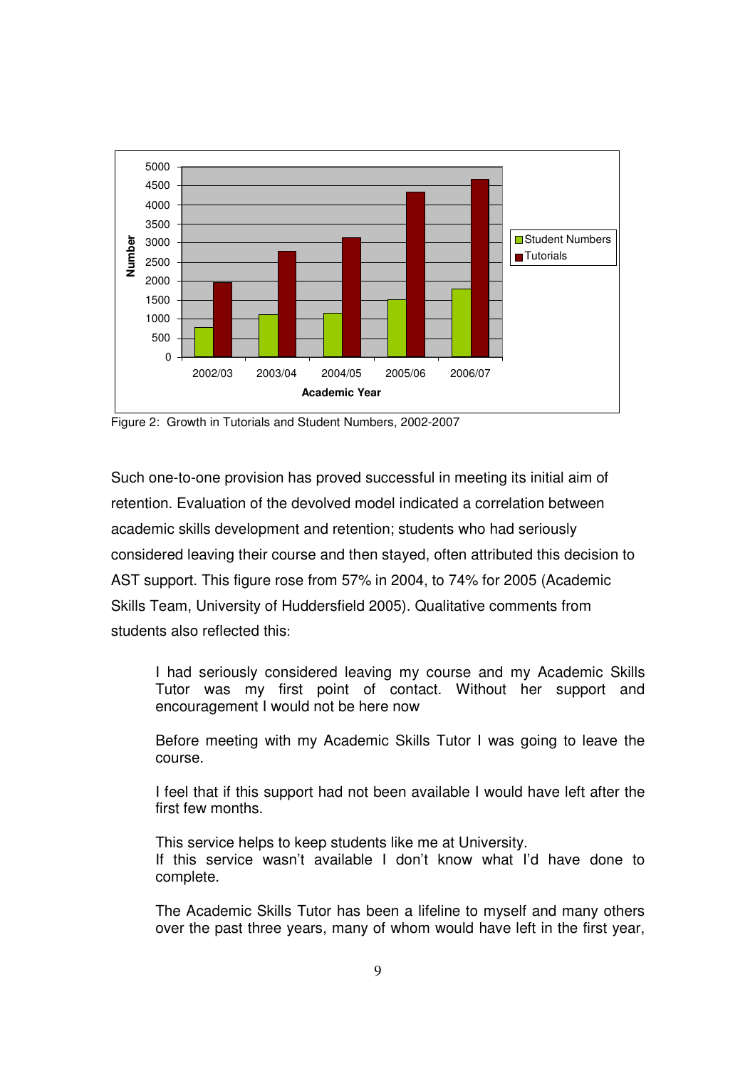Figure 2: Growth in Tutorials and Student Numbers, 2002-2007

Such one-to-one provision has proved successful in meeting its initial aim of retention. Evaluation of the devolved model indicated a correlation between academic skills development and retention; students who had seriously considered leaving their course and then stayed, often attributed this decision to AST support. This figure rose from 57% in 2004, to 74% for 2005 (Academic Skills Team, University of Huddersfield 2005). Qualitative comments from students also reflected this:

> I had seriously considered leaving my course and my Academic Skills Tutor was my first point of contact. Without her support and encouragement I would not be here now
>
> Before meeting with my Academic Skills Tutor I was going to leave the course.
>
> I feel that if this support had not been available I would have left after the first few months.
>
> This service helps to keep students like me at University.
> If this service wasn't available I don't know what I'd have done to complete.
>
> The Academic Skills Tutor has been a lifeline to myself and many others over the past three years, many of whom would have left in the first year,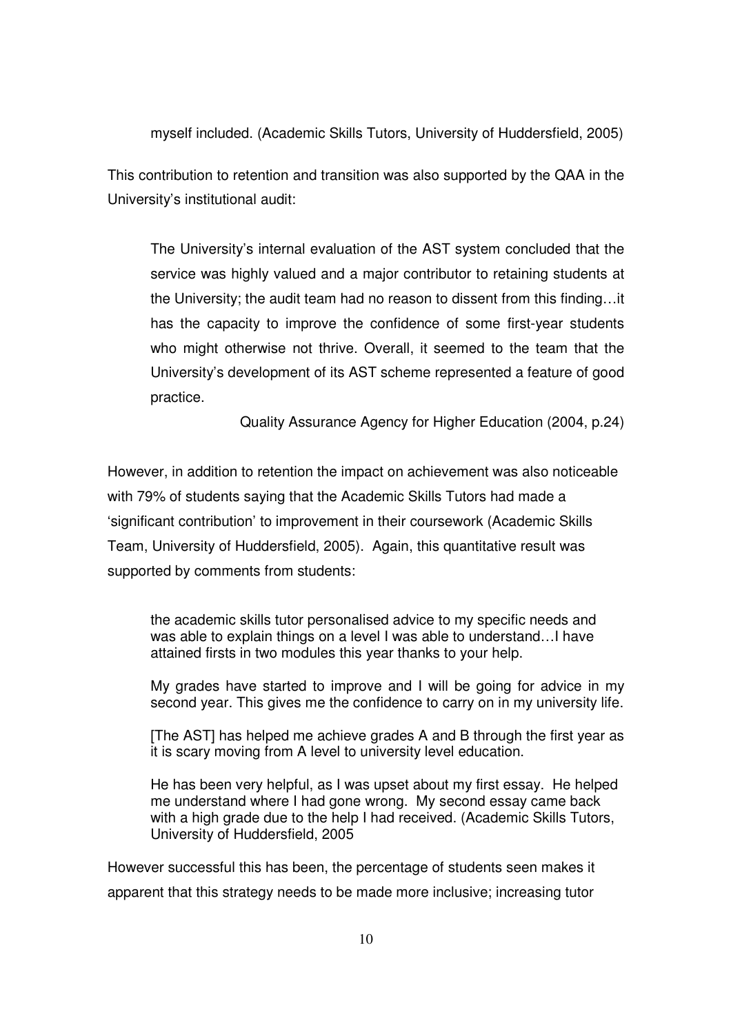> myself included. (Academic Skills Tutors, University of Huddersfield, 2005)

This contribution to retention and transition was also supported by the QAA in the University's institutional audit:

> The University's internal evaluation of the AST system concluded that the service was highly valued and a major contributor to retaining students at the University; the audit team had no reason to dissent from this finding…it has the capacity to improve the confidence of some first-year students who might otherwise not thrive. Overall, it seemed to the team that the University's development of its AST scheme represented a feature of good practice.
>
> Quality Assurance Agency for Higher Education (2004, p.24)

However, in addition to retention the impact on achievement was also noticeable with 79% of students saying that the Academic Skills Tutors had made a 'significant contribution' to improvement in their coursework (Academic Skills Team, University of Huddersfield, 2005). Again, this quantitative result was supported by comments from students:

> the academic skills tutor personalised advice to my specific needs and was able to explain things on a level I was able to understand…I have attained firsts in two modules this year thanks to your help.
>
> My grades have started to improve and I will be going for advice in my second year. This gives me the confidence to carry on in my university life.
>
> [The AST] has helped me achieve grades A and B through the first year as it is scary moving from A level to university level education.
>
> He has been very helpful, as I was upset about my first essay. He helped me understand where I had gone wrong. My second essay came back with a high grade due to the help I had received. (Academic Skills Tutors, University of Huddersfield, 2005

However successful this has been, the percentage of students seen makes it apparent that this strategy needs to be made more inclusive; increasing tutor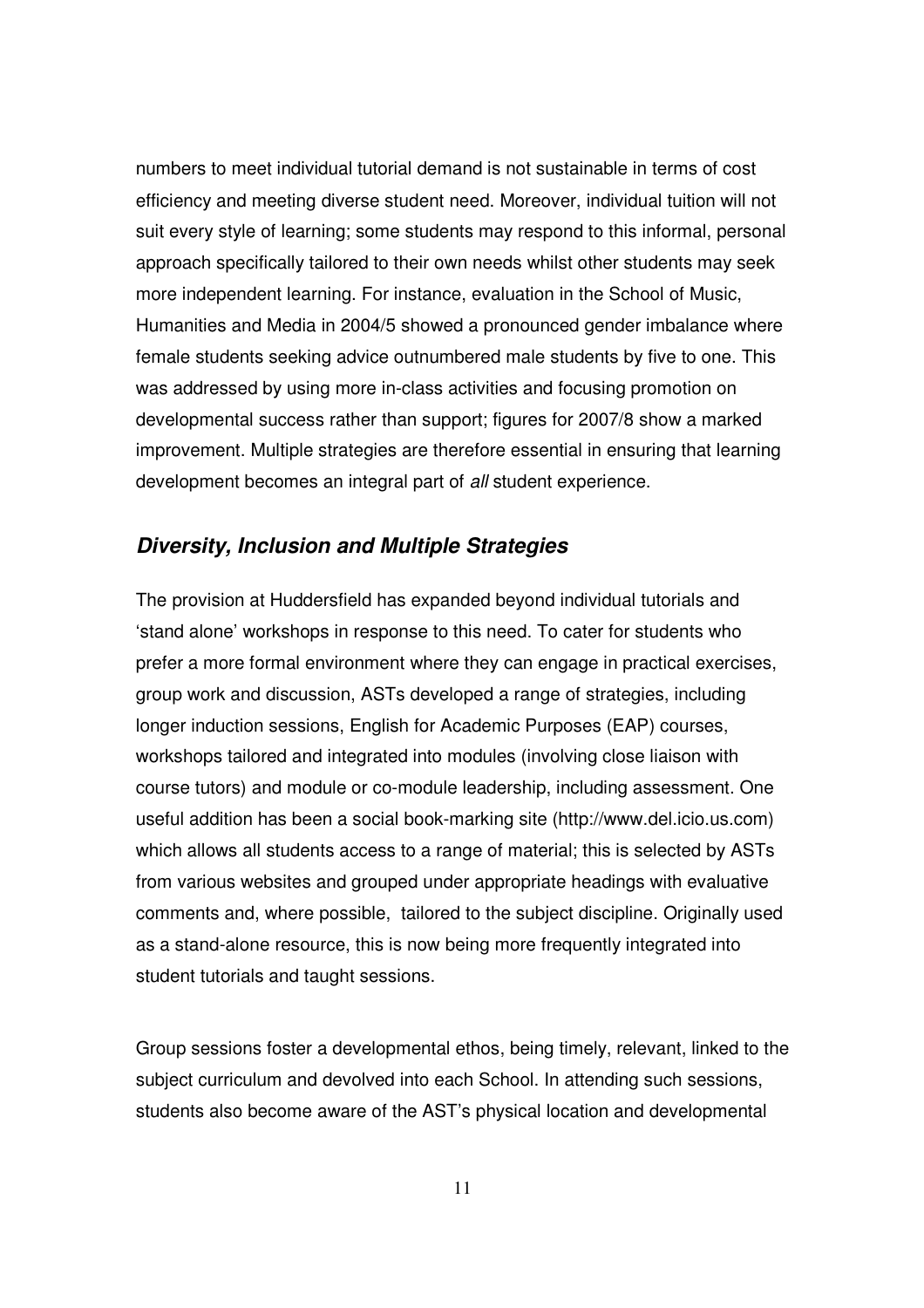numbers to meet individual tutorial demand is not sustainable in terms of cost efficiency and meeting diverse student need. Moreover, individual tuition will not suit every style of learning; some students may respond to this informal, personal approach specifically tailored to their own needs whilst other students may seek more independent learning. For instance, evaluation in the School of Music, Humanities and Media in 2004/5 showed a pronounced gender imbalance where female students seeking advice outnumbered male students by five to one. This was addressed by using more in-class activities and focusing promotion on developmental success rather than support; figures for 2007/8 show a marked improvement. Multiple strategies are therefore essential in ensuring that learning development becomes an integral part of *all* student experience.

## ***Diversity, Inclusion and Multiple Strategies***

The provision at Huddersfield has expanded beyond individual tutorials and 'stand alone' workshops in response to this need. To cater for students who prefer a more formal environment where they can engage in practical exercises, group work and discussion, ASTs developed a range of strategies, including longer induction sessions, English for Academic Purposes (EAP) courses, workshops tailored and integrated into modules (involving close liaison with course tutors) and module or co-module leadership, including assessment. One useful addition has been a social book-marking site (http://www.del.icio.us.com) which allows all students access to a range of material; this is selected by ASTs from various websites and grouped under appropriate headings with evaluative comments and, where possible, tailored to the subject discipline. Originally used as a stand-alone resource, this is now being more frequently integrated into student tutorials and taught sessions.

Group sessions foster a developmental ethos, being timely, relevant, linked to the subject curriculum and devolved into each School. In attending such sessions, students also become aware of the AST's physical location and developmental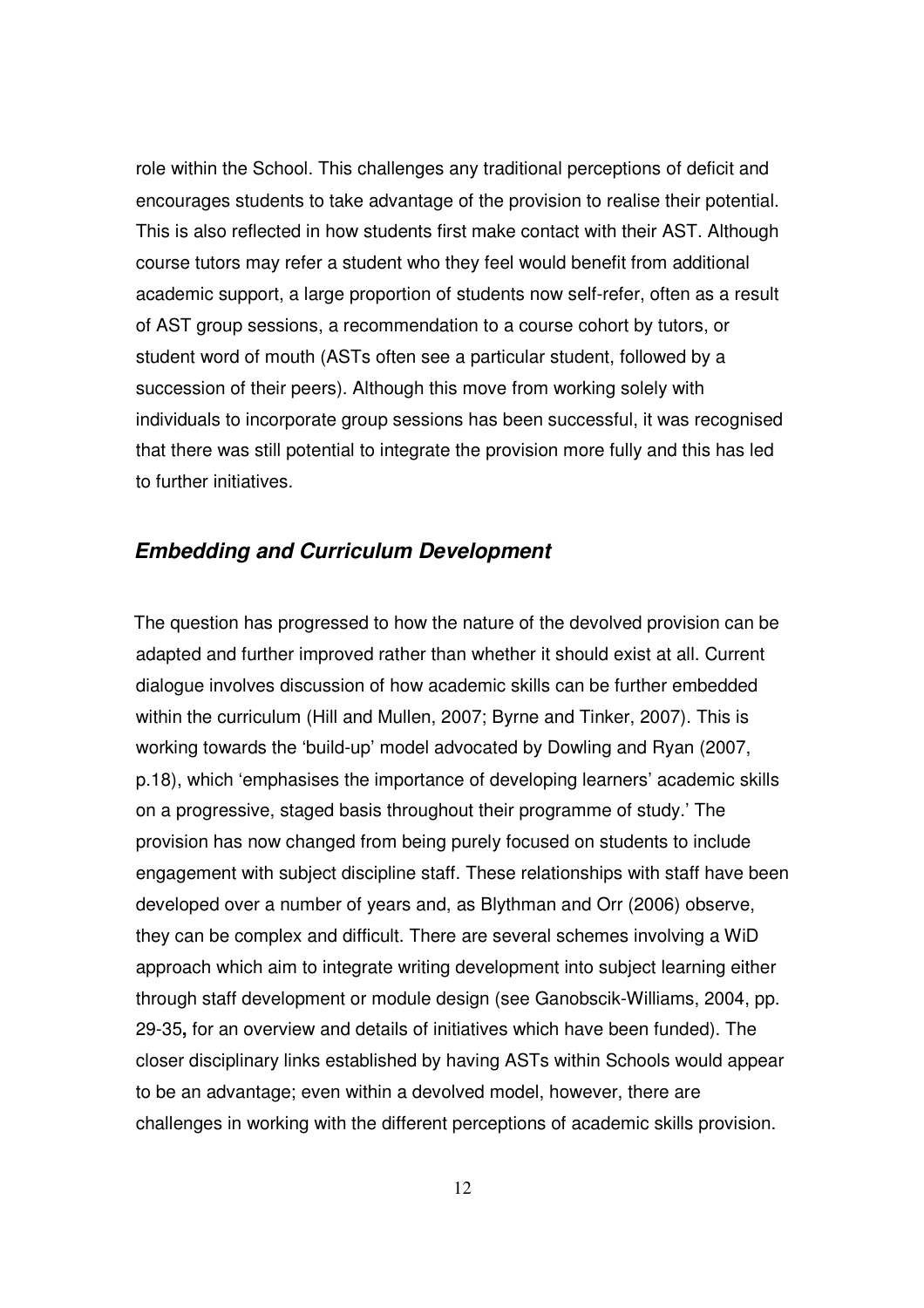role within the School. This challenges any traditional perceptions of deficit and encourages students to take advantage of the provision to realise their potential. This is also reflected in how students first make contact with their AST. Although course tutors may refer a student who they feel would benefit from additional academic support, a large proportion of students now self-refer, often as a result of AST group sessions, a recommendation to a course cohort by tutors, or student word of mouth (ASTs often see a particular student, followed by a succession of their peers). Although this move from working solely with individuals to incorporate group sessions has been successful, it was recognised that there was still potential to integrate the provision more fully and this has led to further initiatives.

## ***Embedding and Curriculum Development***

The question has progressed to how the nature of the devolved provision can be adapted and further improved rather than whether it should exist at all. Current dialogue involves discussion of how academic skills can be further embedded within the curriculum (Hill and Mullen, 2007; Byrne and Tinker, 2007). This is working towards the 'build-up' model advocated by Dowling and Ryan (2007, p.18), which 'emphasises the importance of developing learners' academic skills on a progressive, staged basis throughout their programme of study.' The provision has now changed from being purely focused on students to include engagement with subject discipline staff. These relationships with staff have been developed over a number of years and, as Blythman and Orr (2006) observe, they can be complex and difficult. There are several schemes involving a WiD approach which aim to integrate writing development into subject learning either through staff development or module design (see Ganobscik-Williams, 2004, pp. 29-35**,** for an overview and details of initiatives which have been funded). The closer disciplinary links established by having ASTs within Schools would appear to be an advantage; even within a devolved model, however, there are challenges in working with the different perceptions of academic skills provision.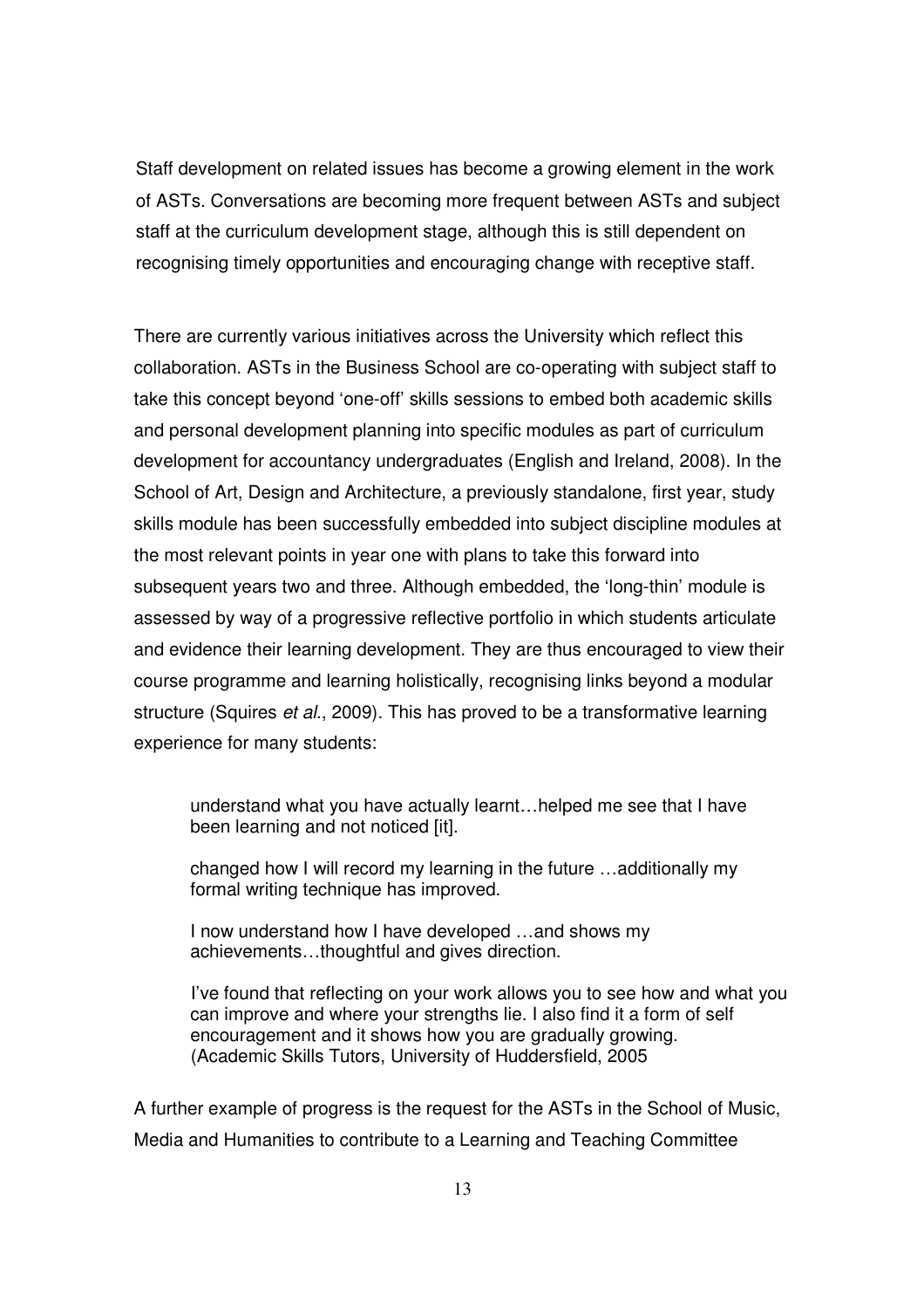Staff development on related issues has become a growing element in the work of ASTs. Conversations are becoming more frequent between ASTs and subject staff at the curriculum development stage, although this is still dependent on recognising timely opportunities and encouraging change with receptive staff.

There are currently various initiatives across the University which reflect this collaboration. ASTs in the Business School are co-operating with subject staff to take this concept beyond 'one-off' skills sessions to embed both academic skills and personal development planning into specific modules as part of curriculum development for accountancy undergraduates (English and Ireland, 2008). In the School of Art, Design and Architecture, a previously standalone, first year, study skills module has been successfully embedded into subject discipline modules at the most relevant points in year one with plans to take this forward into subsequent years two and three. Although embedded, the 'long-thin' module is assessed by way of a progressive reflective portfolio in which students articulate and evidence their learning development. They are thus encouraged to view their course programme and learning holistically, recognising links beyond a modular structure (Squires *et al.*, 2009). This has proved to be a transformative learning experience for many students:

> understand what you have actually learnt…helped me see that I have been learning and not noticed [it].
>
> changed how I will record my learning in the future …additionally my formal writing technique has improved.
>
> I now understand how I have developed …and shows my achievements…thoughtful and gives direction.
>
> I've found that reflecting on your work allows you to see how and what you can improve and where your strengths lie. I also find it a form of self encouragement and it shows how you are gradually growing. (Academic Skills Tutors, University of Huddersfield, 2005

A further example of progress is the request for the ASTs in the School of Music, Media and Humanities to contribute to a Learning and Teaching Committee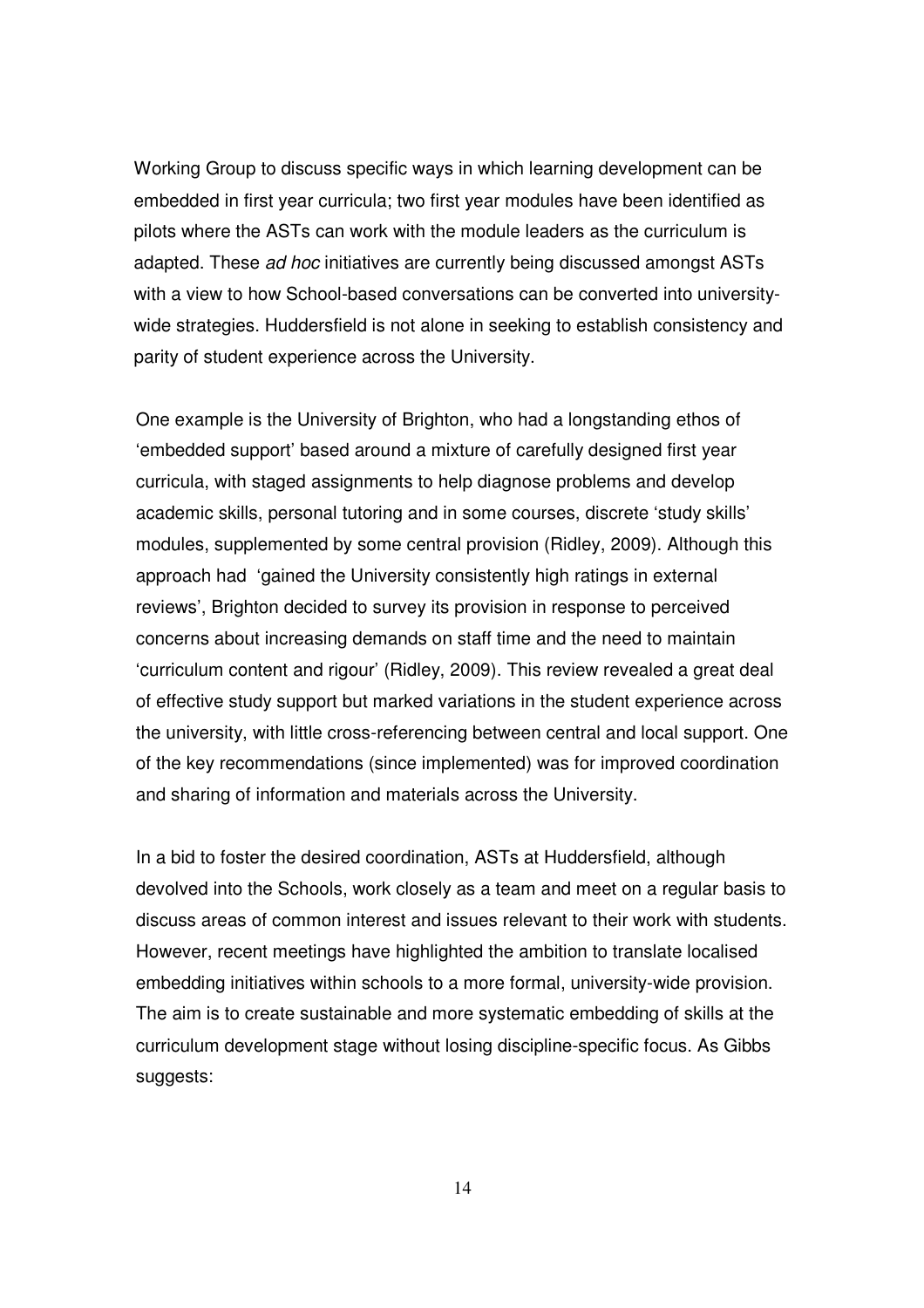Working Group to discuss specific ways in which learning development can be embedded in first year curricula; two first year modules have been identified as pilots where the ASTs can work with the module leaders as the curriculum is adapted. These *ad hoc* initiatives are currently being discussed amongst ASTs with a view to how School-based conversations can be converted into university-wide strategies. Huddersfield is not alone in seeking to establish consistency and parity of student experience across the University.

One example is the University of Brighton, who had a longstanding ethos of 'embedded support' based around a mixture of carefully designed first year curricula, with staged assignments to help diagnose problems and develop academic skills, personal tutoring and in some courses, discrete 'study skills' modules, supplemented by some central provision (Ridley, 2009). Although this approach had 'gained the University consistently high ratings in external reviews', Brighton decided to survey its provision in response to perceived concerns about increasing demands on staff time and the need to maintain 'curriculum content and rigour' (Ridley, 2009). This review revealed a great deal of effective study support but marked variations in the student experience across the university, with little cross-referencing between central and local support. One of the key recommendations (since implemented) was for improved coordination and sharing of information and materials across the University.

In a bid to foster the desired coordination, ASTs at Huddersfield, although devolved into the Schools, work closely as a team and meet on a regular basis to discuss areas of common interest and issues relevant to their work with students. However, recent meetings have highlighted the ambition to translate localised embedding initiatives within schools to a more formal, university-wide provision. The aim is to create sustainable and more systematic embedding of skills at the curriculum development stage without losing discipline-specific focus. As Gibbs suggests: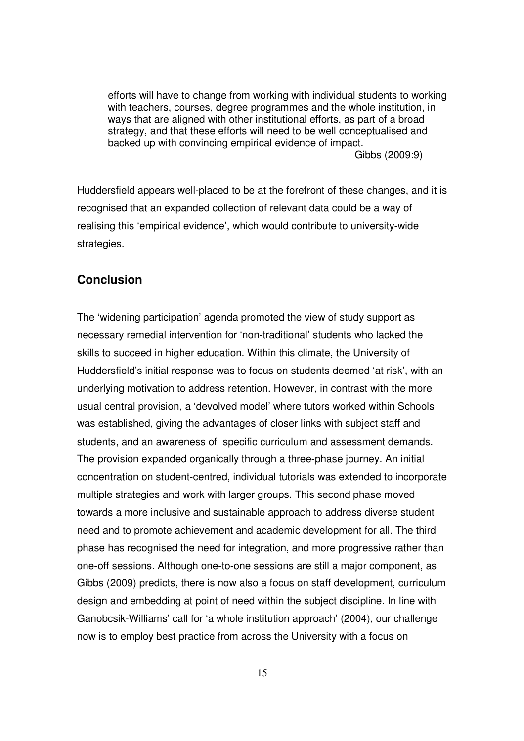> efforts will have to change from working with individual students to working with teachers, courses, degree programmes and the whole institution, in ways that are aligned with other institutional efforts, as part of a broad strategy, and that these efforts will need to be well conceptualised and backed up with convincing empirical evidence of impact.
>
> Gibbs (2009:9)

Huddersfield appears well-placed to be at the forefront of these changes, and it is recognised that an expanded collection of relevant data could be a way of realising this 'empirical evidence', which would contribute to university-wide strategies.

## Conclusion

The 'widening participation' agenda promoted the view of study support as necessary remedial intervention for 'non-traditional' students who lacked the skills to succeed in higher education. Within this climate, the University of Huddersfield's initial response was to focus on students deemed 'at risk', with an underlying motivation to address retention. However, in contrast with the more usual central provision, a 'devolved model' where tutors worked within Schools was established, giving the advantages of closer links with subject staff and students, and an awareness of specific curriculum and assessment demands. The provision expanded organically through a three-phase journey. An initial concentration on student-centred, individual tutorials was extended to incorporate multiple strategies and work with larger groups. This second phase moved towards a more inclusive and sustainable approach to address diverse student need and to promote achievement and academic development for all. The third phase has recognised the need for integration, and more progressive rather than one-off sessions. Although one-to-one sessions are still a major component, as Gibbs (2009) predicts, there is now also a focus on staff development, curriculum design and embedding at point of need within the subject discipline. In line with Ganobcsik-Williams' call for 'a whole institution approach' (2004), our challenge now is to employ best practice from across the University with a focus on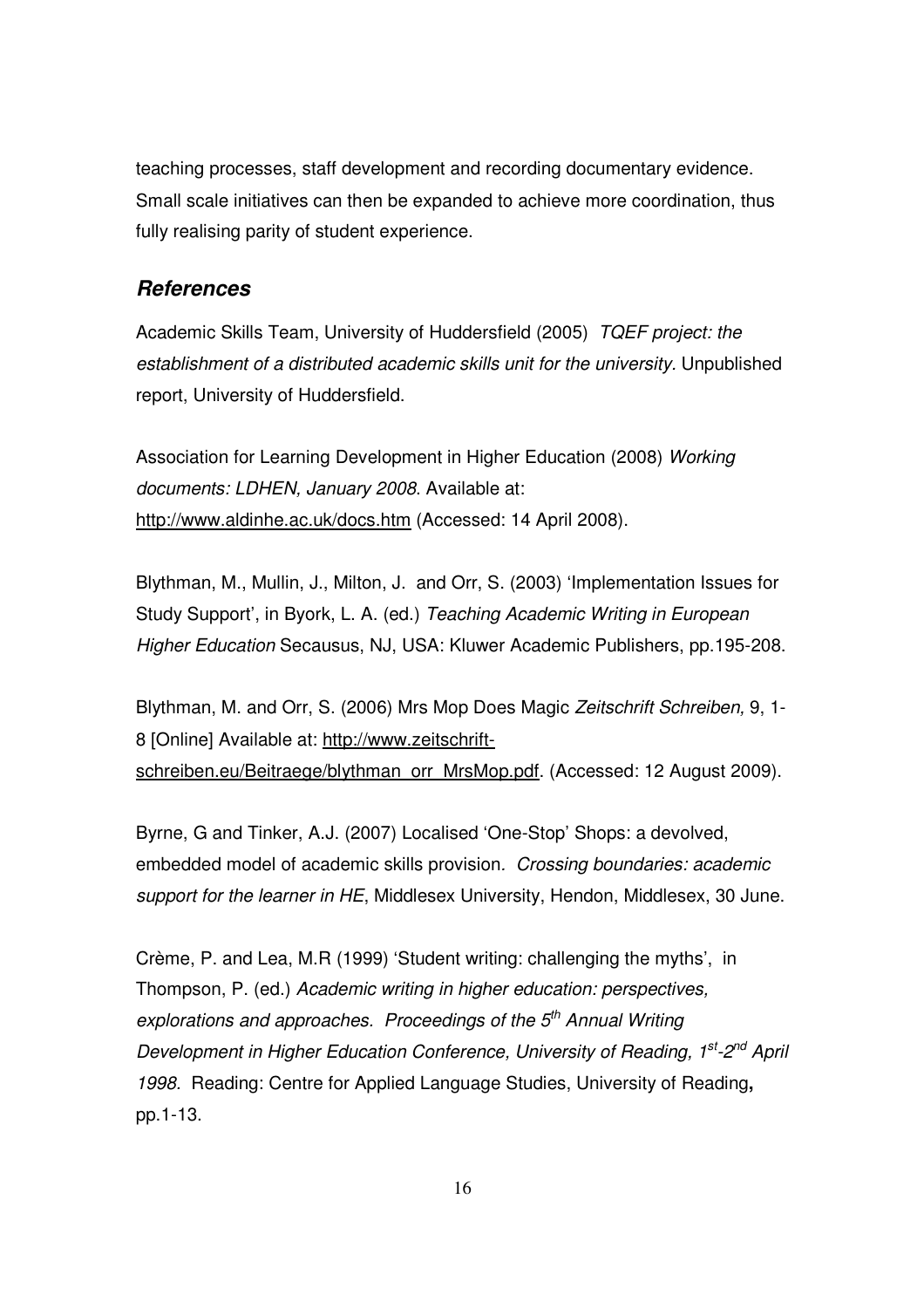teaching processes, staff development and recording documentary evidence. Small scale initiatives can then be expanded to achieve more coordination, thus fully realising parity of student experience.

## *References*

Academic Skills Team, University of Huddersfield (2005) *TQEF project: the establishment of a distributed academic skills unit for the university.* Unpublished report, University of Huddersfield.

Association for Learning Development in Higher Education (2008) *Working documents: LDHEN, January 2008*. Available at: http://www.aldinhe.ac.uk/docs.htm (Accessed: 14 April 2008).

Blythman, M., Mullin, J., Milton, J. and Orr, S. (2003) 'Implementation Issues for Study Support', in Byork, L. A. (ed.) *Teaching Academic Writing in European Higher Education* Secausus, NJ, USA: Kluwer Academic Publishers, pp.195-208.

Blythman, M. and Orr, S. (2006) Mrs Mop Does Magic *Zeitschrift Schreiben,* 9, 1-8 [Online] Available at: http://www.zeitschrift-schreiben.eu/Beitraege/blythman_orr_MrsMop.pdf. (Accessed: 12 August 2009).

Byrne, G and Tinker, A.J. (2007) Localised 'One-Stop' Shops: a devolved, embedded model of academic skills provision. *Crossing boundaries: academic support for the learner in HE*, Middlesex University, Hendon, Middlesex, 30 June.

Crème, P. and Lea, M.R (1999) 'Student writing: challenging the myths', in Thompson, P. (ed.) *Academic writing in higher education: perspectives, explorations and approaches. Proceedings of the 5th Annual Writing Development in Higher Education Conference, University of Reading, 1st-2nd April 1998.* Reading: Centre for Applied Language Studies, University of Reading**,** pp.1-13.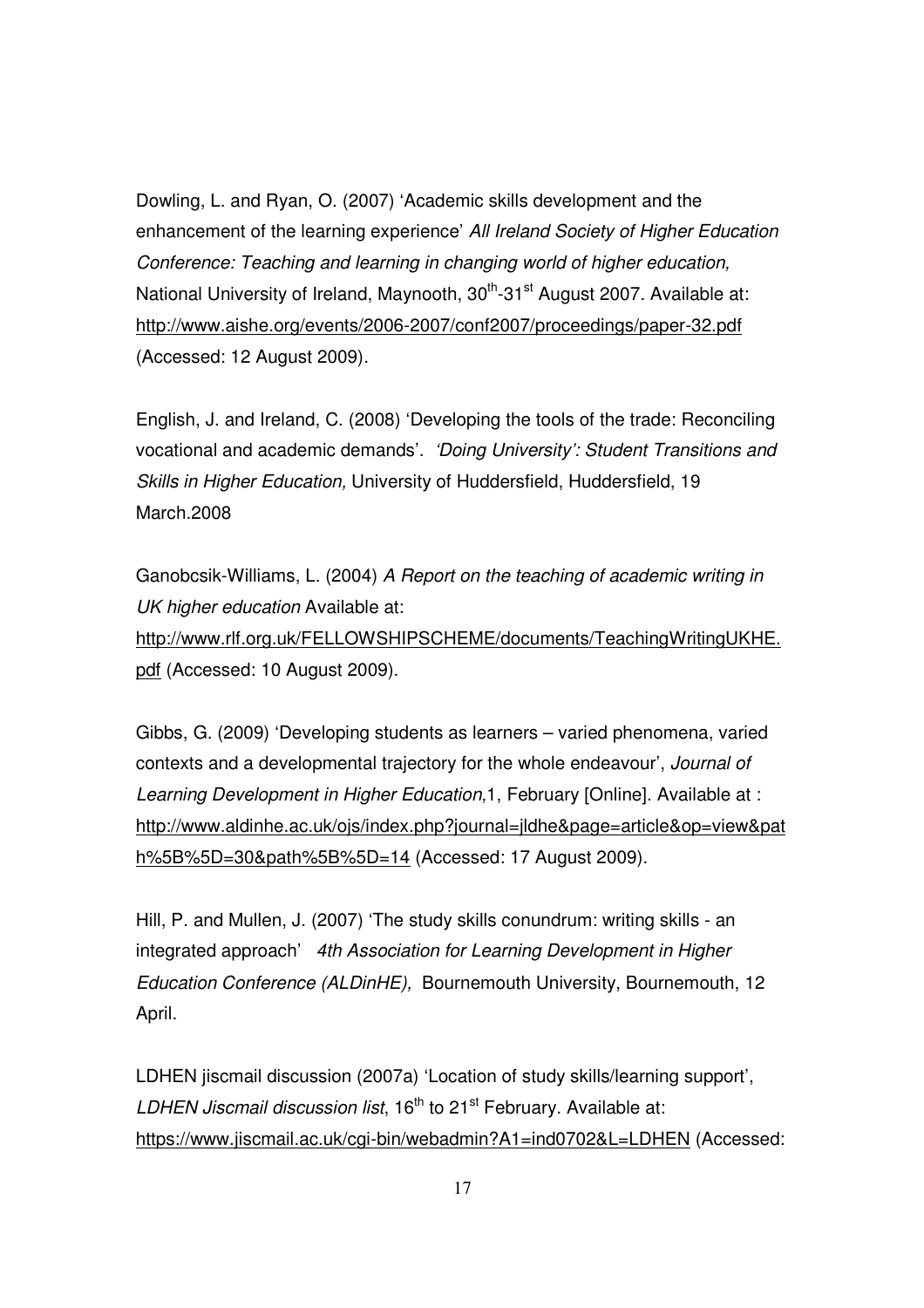Dowling, L. and Ryan, O. (2007) 'Academic skills development and the enhancement of the learning experience' *All Ireland Society of Higher Education Conference: Teaching and learning in changing world of higher education,* National University of Ireland, Maynooth, 30th-31st August 2007. Available at: http://www.aishe.org/events/2006-2007/conf2007/proceedings/paper-32.pdf (Accessed: 12 August 2009).

English, J. and Ireland, C. (2008) 'Developing the tools of the trade: Reconciling vocational and academic demands'. *'Doing University': Student Transitions and Skills in Higher Education,* University of Huddersfield, Huddersfield, 19 March.2008

Ganobcsik-Williams, L. (2004) *A Report on the teaching of academic writing in UK higher education* Available at: http://www.rlf.org.uk/FELLOWSHIPSCHEME/documents/TeachingWritingUKHE.pdf (Accessed: 10 August 2009).

Gibbs, G. (2009) 'Developing students as learners – varied phenomena, varied contexts and a developmental trajectory for the whole endeavour', *Journal of Learning Development in Higher Education,*1, February [Online]. Available at : http://www.aldinhe.ac.uk/ojs/index.php?journal=jldhe&page=article&op=view&path%5B%5D=30&path%5B%5D=14 (Accessed: 17 August 2009).

Hill, P. and Mullen, J. (2007) 'The study skills conundrum: writing skills - an integrated approach' *4th Association for Learning Development in Higher Education Conference (ALDinHE),* Bournemouth University, Bournemouth, 12 April.

LDHEN jiscmail discussion (2007a) 'Location of study skills/learning support', *LDHEN Jiscmail discussion list*, 16th to 21st February. Available at: https://www.jiscmail.ac.uk/cgi-bin/webadmin?A1=ind0702&L=LDHEN (Accessed: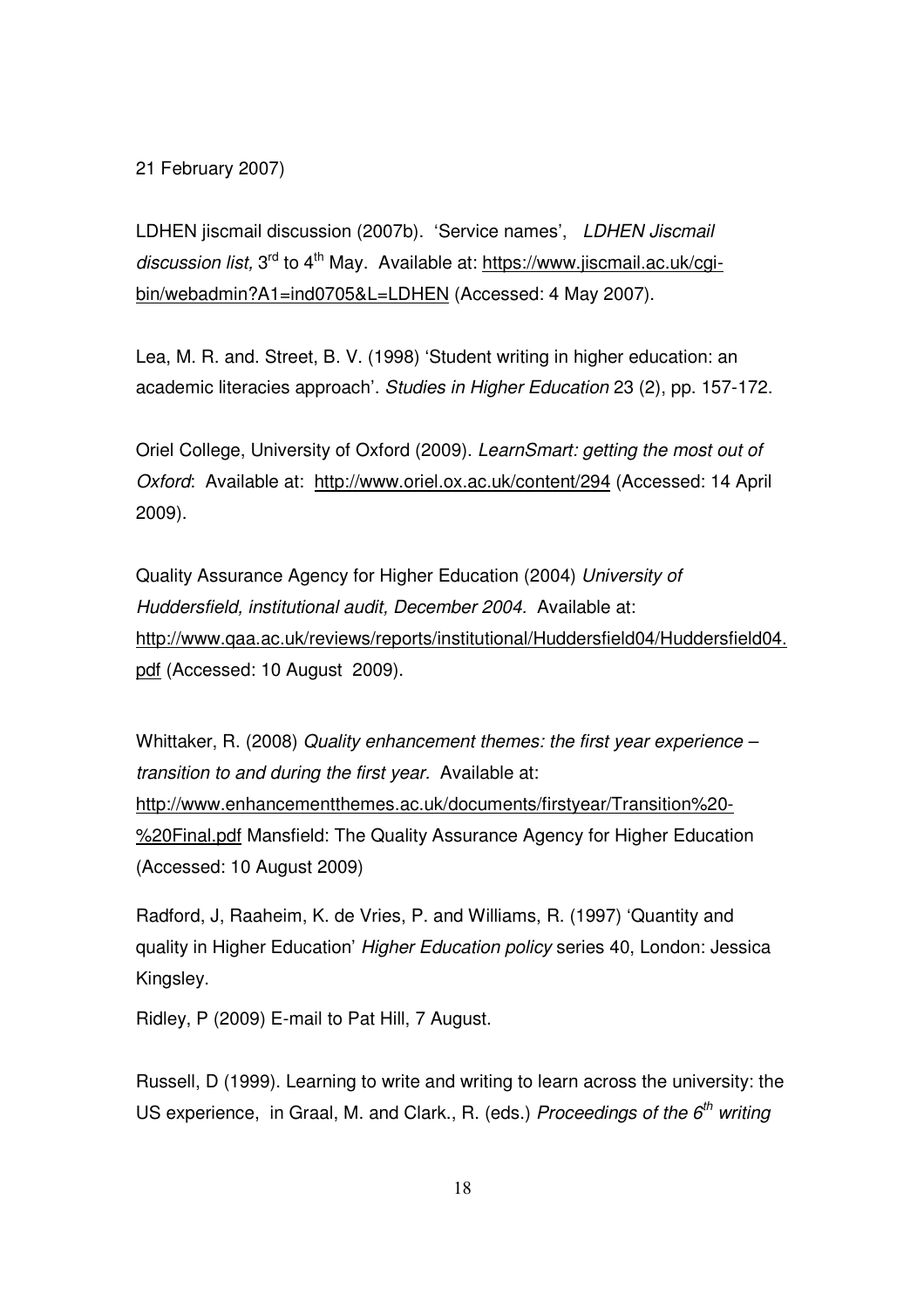21 February 2007)

LDHEN jiscmail discussion (2007b). 'Service names', *LDHEN Jiscmail discussion list,* 3rd to 4th May. Available at: https://www.jiscmail.ac.uk/cgi-bin/webadmin?A1=ind0705&L=LDHEN (Accessed: 4 May 2007).

Lea, M. R. and. Street, B. V. (1998) 'Student writing in higher education: an academic literacies approach'. *Studies in Higher Education* 23 (2), pp. 157-172.

Oriel College, University of Oxford (2009). *LearnSmart: getting the most out of Oxford*: Available at: http://www.oriel.ox.ac.uk/content/294 (Accessed: 14 April 2009).

Quality Assurance Agency for Higher Education (2004) *University of Huddersfield, institutional audit, December 2004.* Available at: http://www.qaa.ac.uk/reviews/reports/institutional/Huddersfield04/Huddersfield04.pdf (Accessed: 10 August 2009).

Whittaker, R. (2008) *Quality enhancement themes: the first year experience – transition to and during the first year.* Available at: http://www.enhancementthemes.ac.uk/documents/firstyear/Transition%20-%20Final.pdf Mansfield: The Quality Assurance Agency for Higher Education (Accessed: 10 August 2009)

Radford, J, Raaheim, K. de Vries, P. and Williams, R. (1997) 'Quantity and quality in Higher Education' *Higher Education policy* series 40, London: Jessica Kingsley.

Ridley, P (2009) E-mail to Pat Hill, 7 August.

Russell, D (1999). Learning to write and writing to learn across the university: the US experience, in Graal, M. and Clark., R. (eds.) *Proceedings of the 6th writing*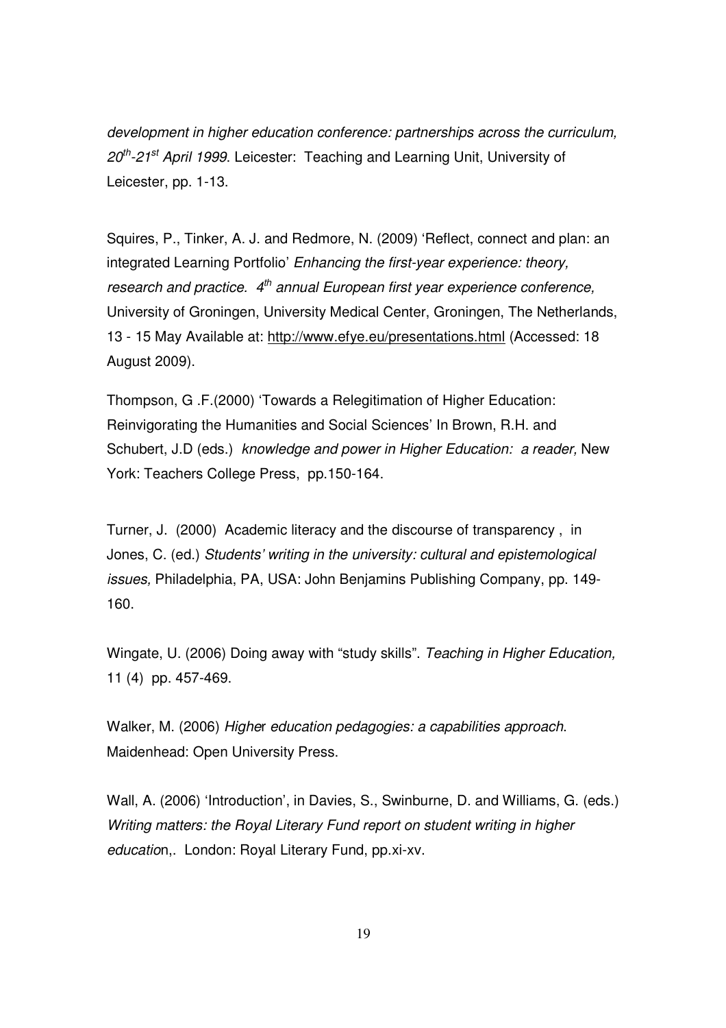*development in higher education conference: partnerships across the curriculum, 20th-21st April 1999*. Leicester: Teaching and Learning Unit, University of Leicester, pp. 1-13.

Squires, P., Tinker, A. J. and Redmore, N. (2009) 'Reflect, connect and plan: an integrated Learning Portfolio' *Enhancing the first-year experience: theory, research and practice. 4th annual European first year experience conference,* University of Groningen, University Medical Center, Groningen, The Netherlands, 13 - 15 May Available at: http://www.efye.eu/presentations.html (Accessed: 18 August 2009).

Thompson, G .F.(2000) 'Towards a Relegitimation of Higher Education: Reinvigorating the Humanities and Social Sciences' In Brown, R.H. and Schubert, J.D (eds.) *knowledge and power in Higher Education: a reader,* New York: Teachers College Press, pp.150-164.

Turner, J. (2000) Academic literacy and the discourse of transparency , in Jones, C. (ed.) *Students' writing in the university: cultural and epistemological issues,* Philadelphia, PA, USA: John Benjamins Publishing Company, pp. 149-160.

Wingate, U. (2006) Doing away with "study skills". *Teaching in Higher Education,* 11 (4) pp. 457-469.

Walker, M. (2006) *Higher education pedagogies: a capabilities approach*. Maidenhead: Open University Press.

Wall, A. (2006) 'Introduction', in Davies, S., Swinburne, D. and Williams, G. (eds.) *Writing matters: the Royal Literary Fund report on student writing in higher education*,. London: Royal Literary Fund, pp.xi-xv.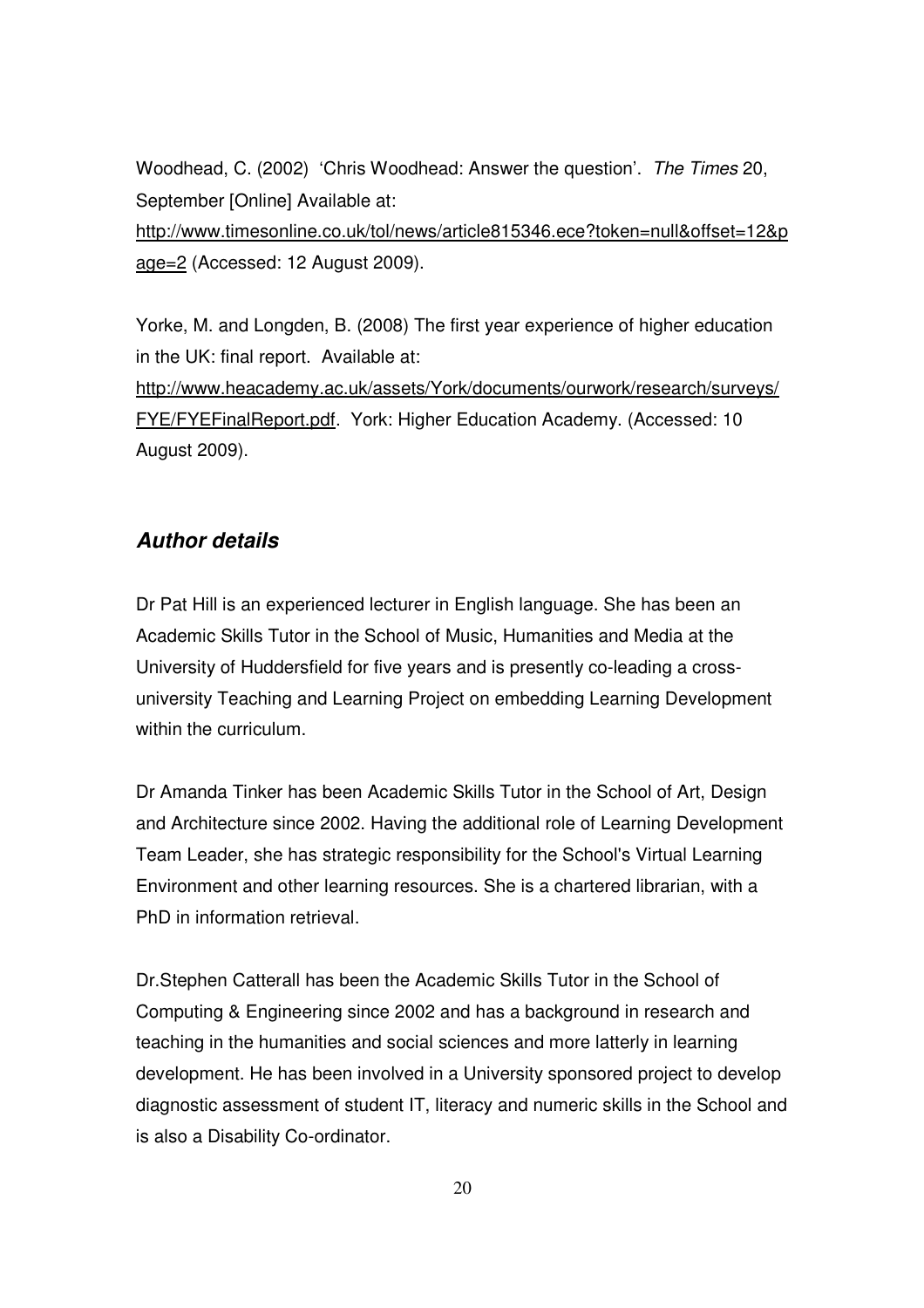Woodhead, C. (2002) 'Chris Woodhead: Answer the question'. *The Times* 20, September [Online] Available at: http://www.timesonline.co.uk/tol/news/article815346.ece?token=null&offset=12&page=2 (Accessed: 12 August 2009).

Yorke, M. and Longden, B. (2008) The first year experience of higher education in the UK: final report. Available at: http://www.heacademy.ac.uk/assets/York/documents/ourwork/research/surveys/FYE/FYEFinalReport.pdf. York: Higher Education Academy. (Accessed: 10 August 2009).

## ***Author details***

Dr Pat Hill is an experienced lecturer in English language. She has been an Academic Skills Tutor in the School of Music, Humanities and Media at the University of Huddersfield for five years and is presently co-leading a cross-university Teaching and Learning Project on embedding Learning Development within the curriculum.

Dr Amanda Tinker has been Academic Skills Tutor in the School of Art, Design and Architecture since 2002. Having the additional role of Learning Development Team Leader, she has strategic responsibility for the School's Virtual Learning Environment and other learning resources. She is a chartered librarian, with a PhD in information retrieval.

Dr.Stephen Catterall has been the Academic Skills Tutor in the School of Computing & Engineering since 2002 and has a background in research and teaching in the humanities and social sciences and more latterly in learning development. He has been involved in a University sponsored project to develop diagnostic assessment of student IT, literacy and numeric skills in the School and is also a Disability Co-ordinator.